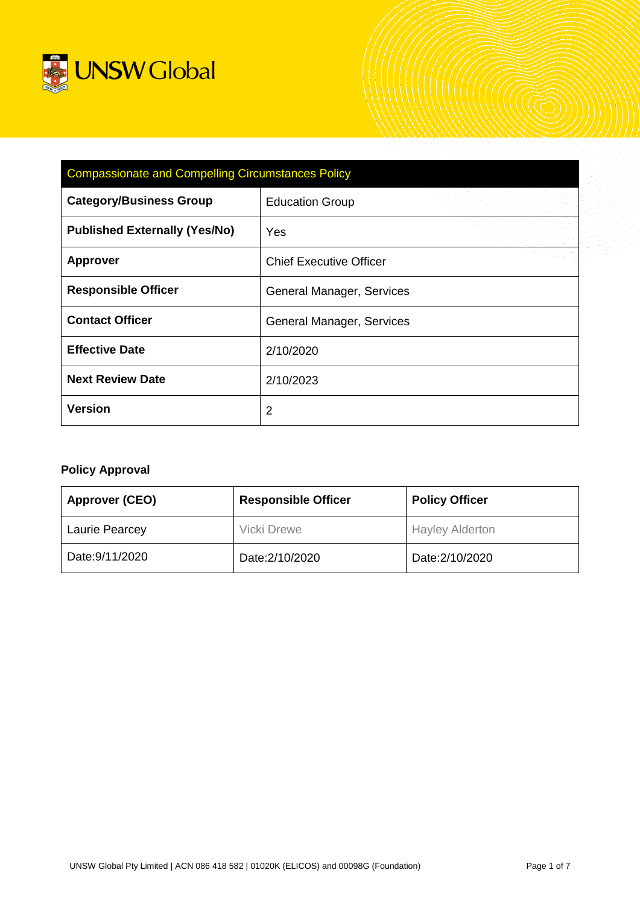UNSW Global

| Compassionate and Compelling Circumstances Policy | |
|---|---|
| **Category/Business Group** | Education Group |
| **Published Externally (Yes/No)** | Yes |
| **Approver** | Chief Executive Officer |
| **Responsible Officer** | General Manager, Services |
| **Contact Officer** | General Manager, Services |
| **Effective Date** | 2/10/2020 |
| **Next Review Date** | 2/10/2023 |
| **Version** | 2 |

**Policy Approval**

| **Approver (CEO)** | **Responsible Officer** | **Policy Officer** |
|---|---|---|
| Laurie Pearcey | Vicki Drewe | Hayley Alderton |
| Date:9/11/2020 | Date:2/10/2020 | Date:2/10/2020 |

UNSW Global Pty Limited | ACN 086 418 582 | 01020K (ELICOS) and 00098G (Foundation)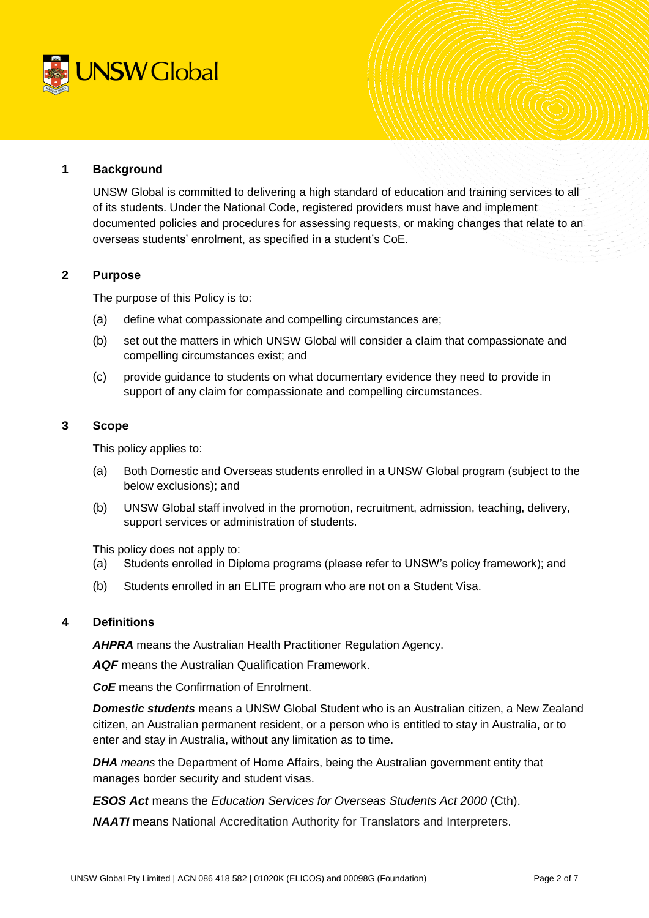## 1 Background

UNSW Global is committed to delivering a high standard of education and training services to all of its students. Under the National Code, registered providers must have and implement documented policies and procedures for assessing requests, or making changes that relate to an overseas students' enrolment, as specified in a student's CoE.

## 2 Purpose

The purpose of this Policy is to:

(a) define what compassionate and compelling circumstances are;

(b) set out the matters in which UNSW Global will consider a claim that compassionate and compelling circumstances exist; and

(c) provide guidance to students on what documentary evidence they need to provide in support of any claim for compassionate and compelling circumstances.

## 3 Scope

This policy applies to:

(a) Both Domestic and Overseas students enrolled in a UNSW Global program (subject to the below exclusions); and

(b) UNSW Global staff involved in the promotion, recruitment, admission, teaching, delivery, support services or administration of students.

This policy does not apply to:

(a) Students enrolled in Diploma programs (please refer to UNSW's policy framework); and

(b) Students enrolled in an ELITE program who are not on a Student Visa.

## 4 Definitions

***AHPRA*** means the Australian Health Practitioner Regulation Agency.

***AQF*** means the Australian Qualification Framework.

***CoE*** means the Confirmation of Enrolment.

***Domestic students*** means a UNSW Global Student who is an Australian citizen, a New Zealand citizen, an Australian permanent resident, or a person who is entitled to stay in Australia, or to enter and stay in Australia, without any limitation as to time.

***DHA** means* the Department of Home Affairs, being the Australian government entity that manages border security and student visas.

***ESOS Act*** means the *Education Services for Overseas Students Act 2000* (Cth).

***NAATI*** means National Accreditation Authority for Translators and Interpreters.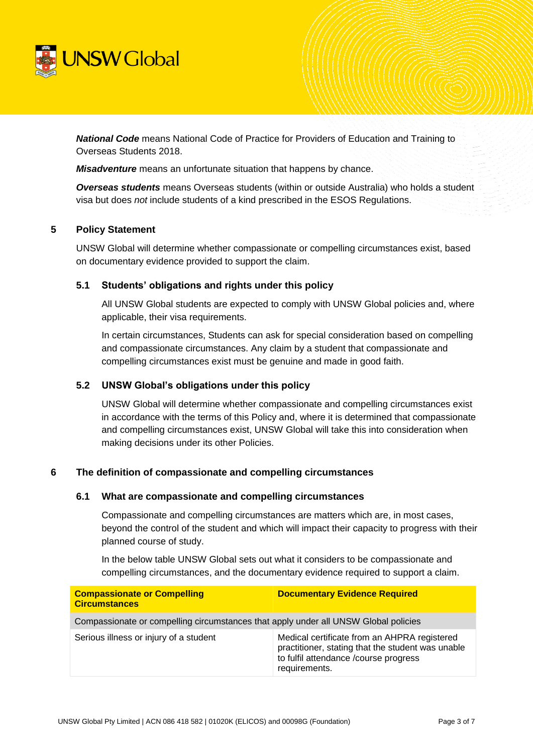***National Code*** means National Code of Practice for Providers of Education and Training to Overseas Students 2018.

***Misadventure*** means an unfortunate situation that happens by chance.

***Overseas students*** means Overseas students (within or outside Australia) who holds a student visa but does *not* include students of a kind prescribed in the ESOS Regulations.

## 5 Policy Statement

UNSW Global will determine whether compassionate or compelling circumstances exist, based on documentary evidence provided to support the claim.

### 5.1 Students' obligations and rights under this policy

All UNSW Global students are expected to comply with UNSW Global policies and, where applicable, their visa requirements.

In certain circumstances, Students can ask for special consideration based on compelling and compassionate circumstances. Any claim by a student that compassionate and compelling circumstances exist must be genuine and made in good faith.

### 5.2 UNSW Global's obligations under this policy

UNSW Global will determine whether compassionate and compelling circumstances exist in accordance with the terms of this Policy and, where it is determined that compassionate and compelling circumstances exist, UNSW Global will take this into consideration when making decisions under its other Policies.

## 6 The definition of compassionate and compelling circumstances

### 6.1 What are compassionate and compelling circumstances

Compassionate and compelling circumstances are matters which are, in most cases, beyond the control of the student and which will impact their capacity to progress with their planned course of study.

In the below table UNSW Global sets out what it considers to be compassionate and compelling circumstances, and the documentary evidence required to support a claim.

| Compassionate or Compelling Circumstances | Documentary Evidence Required |
|---|---|
| Compassionate or compelling circumstances that apply under all UNSW Global policies | |
| Serious illness or injury of a student | Medical certificate from an AHPRA registered practitioner, stating that the student was unable to fulfil attendance /course progress requirements. |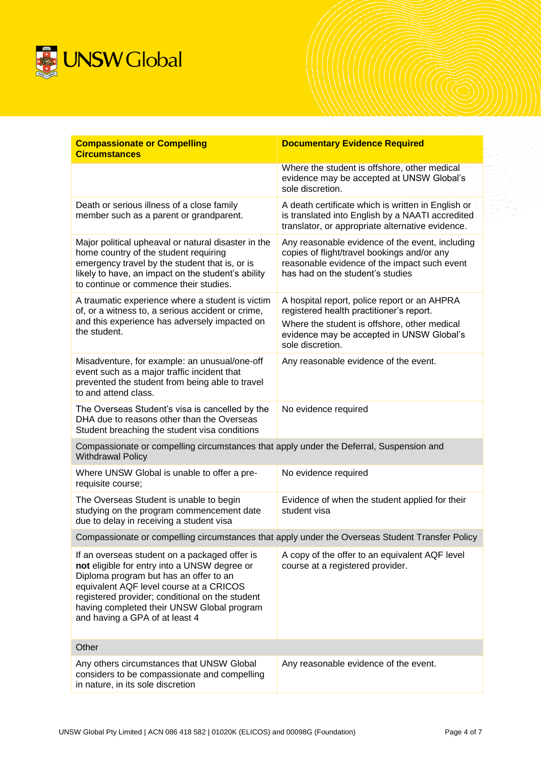| Compassionate or Compelling Circumstances | Documentary Evidence Required |
| --- | --- |
| | Where the student is offshore, other medical evidence may be accepted at UNSW Global's sole discretion. |
| Death or serious illness of a close family member such as a parent or grandparent. | A death certificate which is written in English or is translated into English by a NAATI accredited translator, or appropriate alternative evidence. |
| Major political upheaval or natural disaster in the home country of the student requiring emergency travel by the student that is, or is likely to have, an impact on the student's ability to continue or commence their studies. | Any reasonable evidence of the event, including copies of flight/travel bookings and/or any reasonable evidence of the impact such event has had on the student's studies |
| A traumatic experience where a student is victim of, or a witness to, a serious accident or crime, and this experience has adversely impacted on the student. | A hospital report, police report or an AHPRA registered health practitioner's report. Where the student is offshore, other medical evidence may be accepted in UNSW Global's sole discretion. |
| Misadventure, for example: an unusual/one-off event such as a major traffic incident that prevented the student from being able to travel to and attend class. | Any reasonable evidence of the event. |
| The Overseas Student's visa is cancelled by the DHA due to reasons other than the Overseas Student breaching the student visa conditions | No evidence required |
| Compassionate or compelling circumstances that apply under the Deferral, Suspension and Withdrawal Policy | |
| Where UNSW Global is unable to offer a pre-requisite course; | No evidence required |
| The Overseas Student is unable to begin studying on the program commencement date due to delay in receiving a student visa | Evidence of when the student applied for their student visa |
| Compassionate or compelling circumstances that apply under the Overseas Student Transfer Policy | |
| If an overseas student on a packaged offer is **not** eligible for entry into a UNSW degree or Diploma program but has an offer to an equivalent AQF level course at a CRICOS registered provider; conditional on the student having completed their UNSW Global program and having a GPA of at least 4 | A copy of the offer to an equivalent AQF level course at a registered provider. |
| Other | |
| Any others circumstances that UNSW Global considers to be compassionate and compelling in nature, in its sole discretion | Any reasonable evidence of the event. |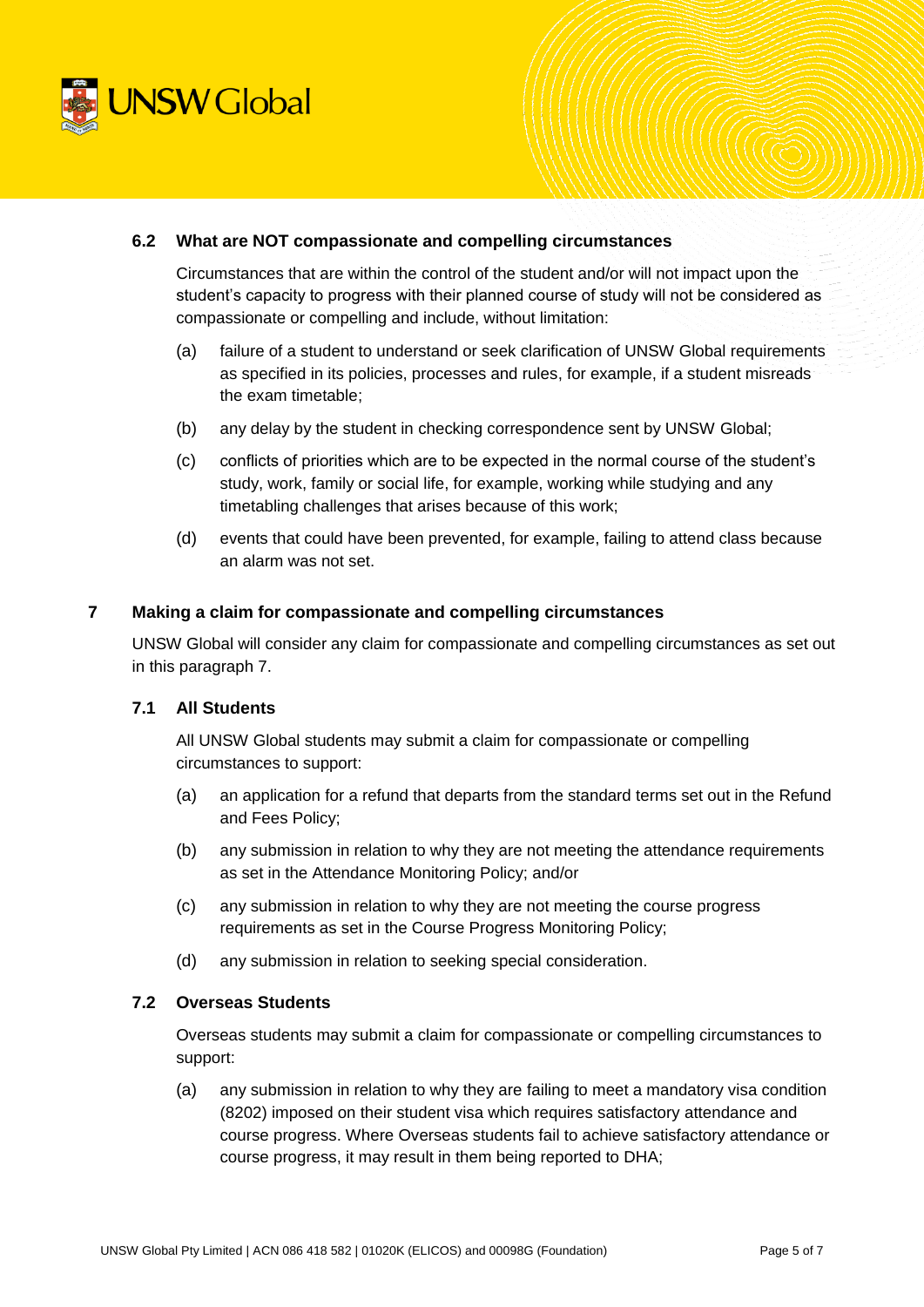### 6.2 What are NOT compassionate and compelling circumstances

Circumstances that are within the control of the student and/or will not impact upon the student's capacity to progress with their planned course of study will not be considered as compassionate or compelling and include, without limitation:

(a) failure of a student to understand or seek clarification of UNSW Global requirements as specified in its policies, processes and rules, for example, if a student misreads the exam timetable;

(b) any delay by the student in checking correspondence sent by UNSW Global;

(c) conflicts of priorities which are to be expected in the normal course of the student's study, work, family or social life, for example, working while studying and any timetabling challenges that arises because of this work;

(d) events that could have been prevented, for example, failing to attend class because an alarm was not set.

## 7 Making a claim for compassionate and compelling circumstances

UNSW Global will consider any claim for compassionate and compelling circumstances as set out in this paragraph 7.

### 7.1 All Students

All UNSW Global students may submit a claim for compassionate or compelling circumstances to support:

(a) an application for a refund that departs from the standard terms set out in the Refund and Fees Policy;

(b) any submission in relation to why they are not meeting the attendance requirements as set in the Attendance Monitoring Policy; and/or

(c) any submission in relation to why they are not meeting the course progress requirements as set in the Course Progress Monitoring Policy;

(d) any submission in relation to seeking special consideration.

### 7.2 Overseas Students

Overseas students may submit a claim for compassionate or compelling circumstances to support:

(a) any submission in relation to why they are failing to meet a mandatory visa condition (8202) imposed on their student visa which requires satisfactory attendance and course progress. Where Overseas students fail to achieve satisfactory attendance or course progress, it may result in them being reported to DHA;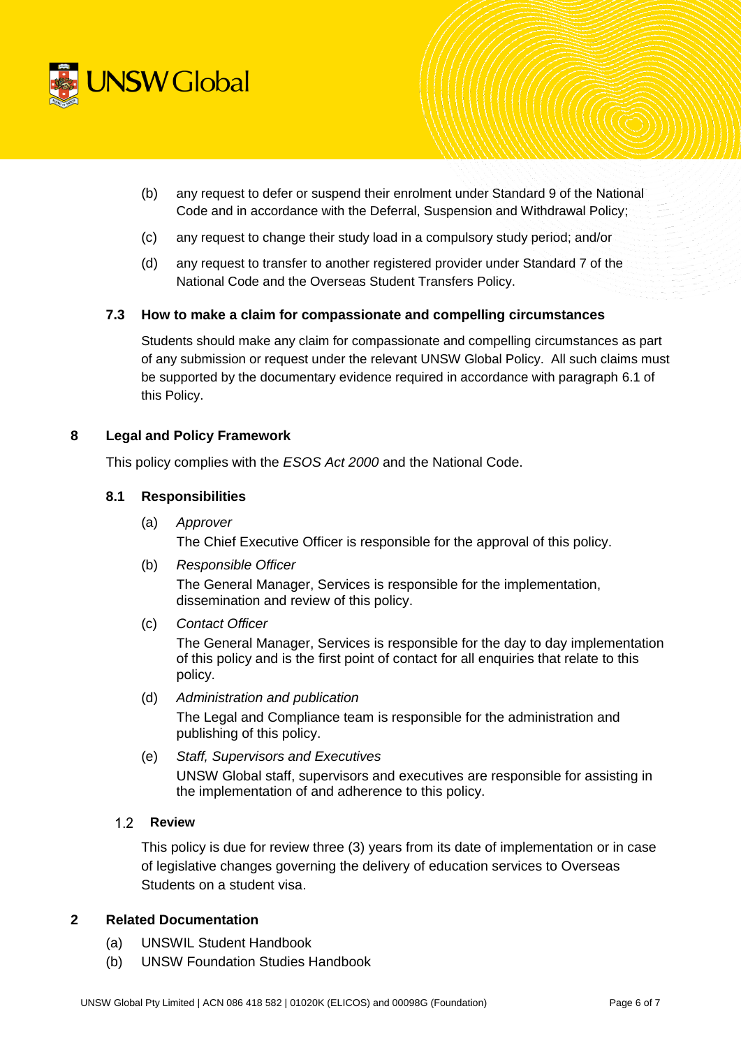(b) any request to defer or suspend their enrolment under Standard 9 of the National Code and in accordance with the Deferral, Suspension and Withdrawal Policy;

(c) any request to change their study load in a compulsory study period; and/or

(d) any request to transfer to another registered provider under Standard 7 of the National Code and the Overseas Student Transfers Policy.

### 7.3 How to make a claim for compassionate and compelling circumstances

Students should make any claim for compassionate and compelling circumstances as part of any submission or request under the relevant UNSW Global Policy. All such claims must be supported by the documentary evidence required in accordance with paragraph 6.1 of this Policy.

## 8 Legal and Policy Framework

This policy complies with the *ESOS Act 2000* and the National Code.

### 8.1 Responsibilities

(a) *Approver*
The Chief Executive Officer is responsible for the approval of this policy.

(b) *Responsible Officer*
The General Manager, Services is responsible for the implementation, dissemination and review of this policy.

(c) *Contact Officer*
The General Manager, Services is responsible for the day to day implementation of this policy and is the first point of contact for all enquiries that relate to this policy.

(d) *Administration and publication*
The Legal and Compliance team is responsible for the administration and publishing of this policy.

(e) *Staff, Supervisors and Executives*
UNSW Global staff, supervisors and executives are responsible for assisting in the implementation of and adherence to this policy.

### 1.2 Review

This policy is due for review three (3) years from its date of implementation or in case of legislative changes governing the delivery of education services to Overseas Students on a student visa.

## 2 Related Documentation

(a) UNSWIL Student Handbook

(b) UNSW Foundation Studies Handbook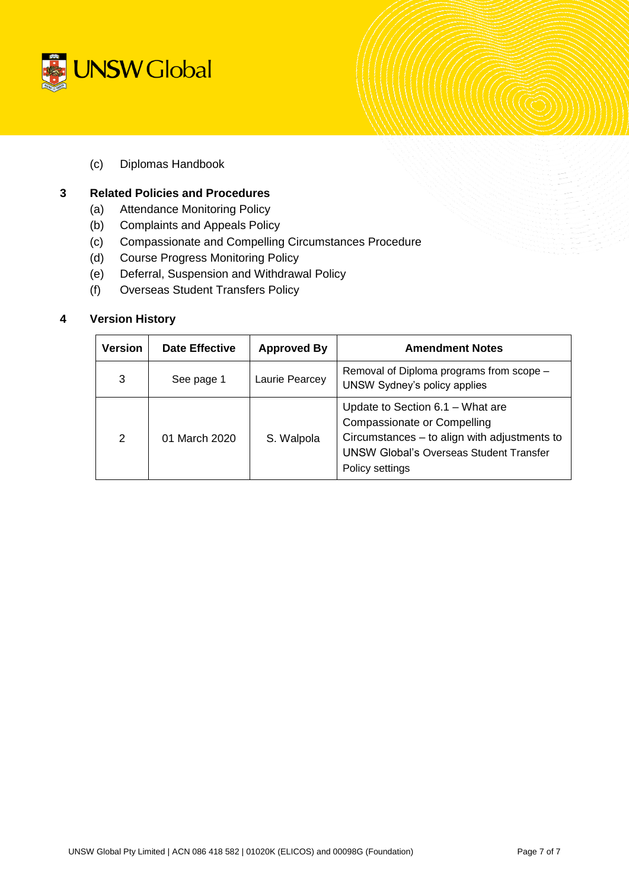(c) Diplomas Handbook

## 3 Related Policies and Procedures

(a) Attendance Monitoring Policy

(b) Complaints and Appeals Policy

(c) Compassionate and Compelling Circumstances Procedure

(d) Course Progress Monitoring Policy

(e) Deferral, Suspension and Withdrawal Policy

(f) Overseas Student Transfers Policy

## 4 Version History

| Version | Date Effective | Approved By | Amendment Notes |
|---|---|---|---|
| 3 | See page 1 | Laurie Pearcey | Removal of Diploma programs from scope – UNSW Sydney's policy applies |
| 2 | 01 March 2020 | S. Walpola | Update to Section 6.1 – What are Compassionate or Compelling Circumstances – to align with adjustments to UNSW Global's Overseas Student Transfer Policy settings |